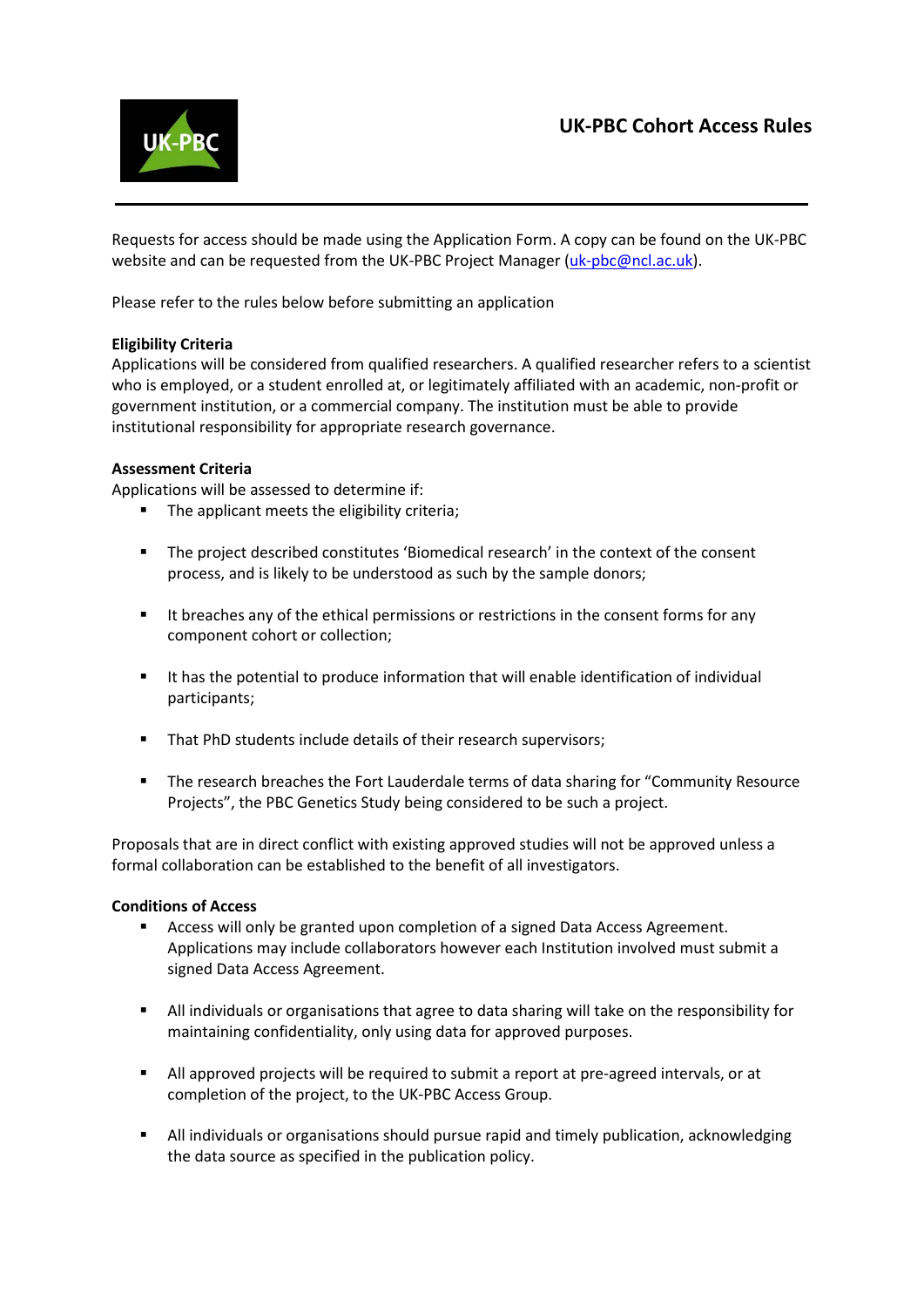# UK-PBC Cohort Access Rules

Requests for access should be made using the Application Form. A copy can be found on the UK-PBC website and can be requested from the UK-PBC Project Manager (uk-pbc@ncl.ac.uk).

Please refer to the rules below before submitting an application

**Eligibility Criteria**

Applications will be considered from qualified researchers. A qualified researcher refers to a scientist who is employed, or a student enrolled at, or legitimately affiliated with an academic, non-profit or government institution, or a commercial company. The institution must be able to provide institutional responsibility for appropriate research governance.

**Assessment Criteria**

Applications will be assessed to determine if:

- The applicant meets the eligibility criteria;
- The project described constitutes 'Biomedical research' in the context of the consent process, and is likely to be understood as such by the sample donors;
- It breaches any of the ethical permissions or restrictions in the consent forms for any component cohort or collection;
- It has the potential to produce information that will enable identification of individual participants;
- That PhD students include details of their research supervisors;
- The research breaches the Fort Lauderdale terms of data sharing for "Community Resource Projects", the PBC Genetics Study being considered to be such a project.

Proposals that are in direct conflict with existing approved studies will not be approved unless a formal collaboration can be established to the benefit of all investigators.

**Conditions of Access**

- Access will only be granted upon completion of a signed Data Access Agreement. Applications may include collaborators however each Institution involved must submit a signed Data Access Agreement.
- All individuals or organisations that agree to data sharing will take on the responsibility for maintaining confidentiality, only using data for approved purposes.
- All approved projects will be required to submit a report at pre-agreed intervals, or at completion of the project, to the UK-PBC Access Group.
- All individuals or organisations should pursue rapid and timely publication, acknowledging the data source as specified in the publication policy.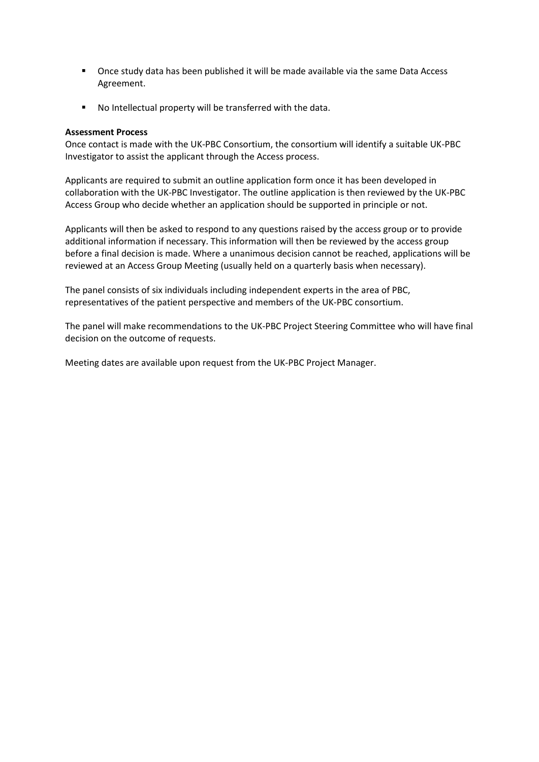- Once study data has been published it will be made available via the same Data Access Agreement.

- No Intellectual property will be transferred with the data.

**Assessment Process**

Once contact is made with the UK-PBC Consortium, the consortium will identify a suitable UK-PBC Investigator to assist the applicant through the Access process.

Applicants are required to submit an outline application form once it has been developed in collaboration with the UK-PBC Investigator. The outline application is then reviewed by the UK-PBC Access Group who decide whether an application should be supported in principle or not.

Applicants will then be asked to respond to any questions raised by the access group or to provide additional information if necessary. This information will then be reviewed by the access group before a final decision is made. Where a unanimous decision cannot be reached, applications will be reviewed at an Access Group Meeting (usually held on a quarterly basis when necessary).

The panel consists of six individuals including independent experts in the area of PBC, representatives of the patient perspective and members of the UK-PBC consortium.

The panel will make recommendations to the UK-PBC Project Steering Committee who will have final decision on the outcome of requests.

Meeting dates are available upon request from the UK-PBC Project Manager.